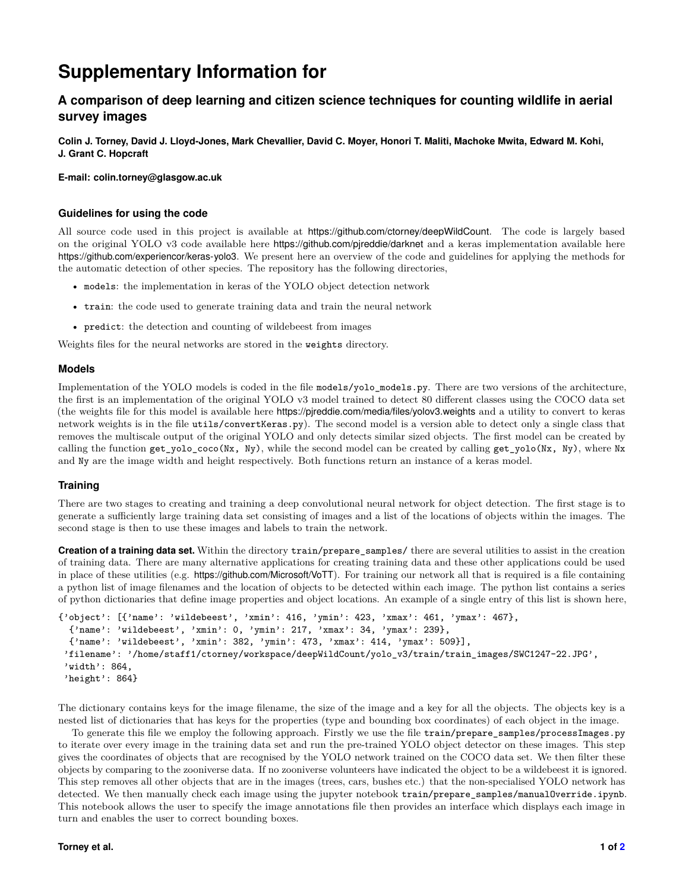# Supplementary Information for

## A comparison of deep learning and citizen science techniques for counting wildlife in aerial survey images

**Colin J. Torney, David J. Lloyd-Jones, Mark Chevallier, David C. Moyer, Honori T. Maliti, Machoke Mwita, Edward M. Kohi, J. Grant C. Hopcraft**

**E-mail: colin.torney@glasgow.ac.uk**

### Guidelines for using the code

All source code used in this project is available at https://github.com/ctorney/deepWildCount. The code is largely based on the original YOLO v3 code available here https://github.com/pjreddie/darknet and a keras implementation available here https://github.com/experiencor/keras-yolo3. We present here an overview of the code and guidelines for applying the methods for the automatic detection of other species. The repository has the following directories,

- `models`: the implementation in keras of the YOLO object detection network
- `train`: the code used to generate training data and train the neural network
- `predict`: the detection and counting of wildebeest from images

Weights files for the neural networks are stored in the `weights` directory.

### Models

Implementation of the YOLO models is coded in the file `models/yolo_models.py`. There are two versions of the architecture, the first is an implementation of the original YOLO v3 model trained to detect 80 different classes using the COCO data set (the weights file for this model is available here https://pjreddie.com/media/files/yolov3.weights and a utility to convert to keras network weights is in the file `utils/convertKeras.py`). The second model is a version able to detect only a single class that removes the multiscale output of the original YOLO and only detects similar sized objects. The first model can be created by calling the function `get_yolo_coco(Nx, Ny)`, while the second model can be created by calling `get_yolo(Nx, Ny)`, where `Nx` and `Ny` are the image width and height respectively. Both functions return an instance of a keras model.

### Training

There are two stages to creating and training a deep convolutional neural network for object detection. The first stage is to generate a sufficiently large training data set consisting of images and a list of the locations of objects within the images. The second stage is then to use these images and labels to train the network.

**Creation of a training data set.** Within the directory `train/prepare_samples/` there are several utilities to assist in the creation of training data. There are many alternative applications for creating training data and these other applications could be used in place of these utilities (e.g. https://github.com/Microsoft/VoTT). For training our network all that is required is a file containing a python list of image filenames and the location of objects to be detected within each image. The python list contains a series of python dictionaries that define image properties and object locations. An example of a single entry of this list is shown here,

```
{'object': [{'name': 'wildebeest', 'xmin': 416, 'ymin': 423, 'xmax': 461, 'ymax': 467},
  {'name': 'wildebeest', 'xmin': 0, 'ymin': 217, 'xmax': 34, 'ymax': 239},
  {'name': 'wildebeest', 'xmin': 382, 'ymin': 473, 'xmax': 414, 'ymax': 509}],
 'filename': '/home/staff1/ctorney/workspace/deepWildCount/yolo_v3/train/train_images/SWC1247-22.JPG',
 'width': 864,
 'height': 864}
```

The dictionary contains keys for the image filename, the size of the image and a key for all the objects. The objects key is a nested list of dictionaries that has keys for the properties (type and bounding box coordinates) of each object in the image.

To generate this file we employ the following approach. Firstly we use the file `train/prepare_samples/processImages.py` to iterate over every image in the training data set and run the pre-trained YOLO object detector on these images. This step gives the coordinates of objects that are recognised by the YOLO network trained on the COCO data set. We then filter these objects by comparing to the zooniverse data. If no zooniverse volunteers have indicated the object to be a wildebeest it is ignored. This step removes all other objects that are in the images (trees, cars, bushes etc.) that the non-specialised YOLO network has detected. We then manually check each image using the jupyter notebook `train/prepare_samples/manualOverride.ipynb`. This notebook allows the user to specify the image annotations file then provides an interface which displays each image in turn and enables the user to correct bounding boxes.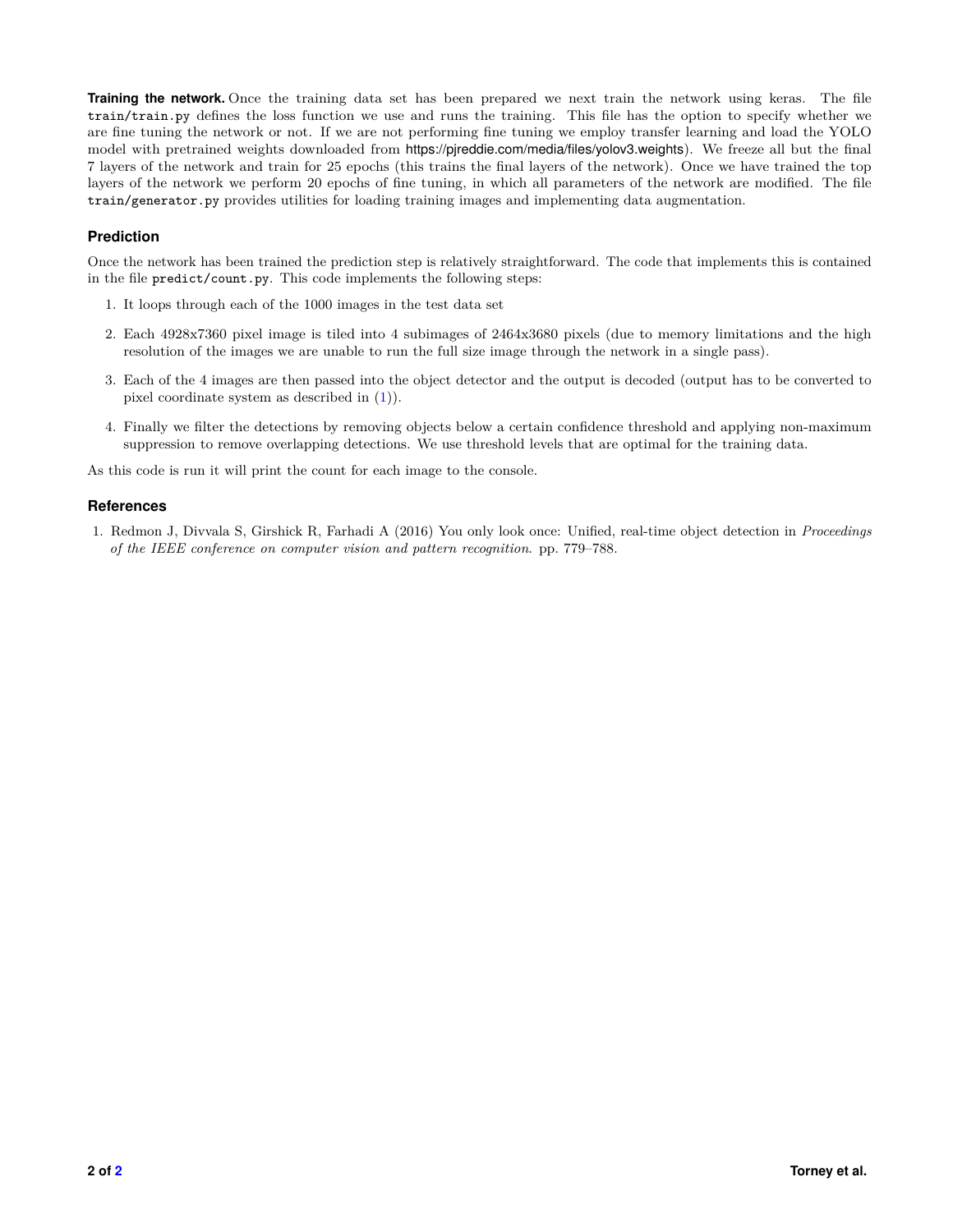**Training the network.** Once the training data set has been prepared we next train the network using keras. The file `train/train.py` defines the loss function we use and runs the training. This file has the option to specify whether we are fine tuning the network or not. If we are not performing fine tuning we employ transfer learning and load the YOLO model with pretrained weights downloaded from https://pjreddie.com/media/files/yolov3.weights). We freeze all but the final 7 layers of the network and train for 25 epochs (this trains the final layers of the network). Once we have trained the top layers of the network we perform 20 epochs of fine tuning, in which all parameters of the network are modified. The file `train/generator.py` provides utilities for loading training images and implementing data augmentation.

## Prediction

Once the network has been trained the prediction step is relatively straightforward. The code that implements this is contained in the file `predict/count.py`. This code implements the following steps:

1. It loops through each of the 1000 images in the test data set
2. Each 4928x7360 pixel image is tiled into 4 subimages of 2464x3680 pixels (due to memory limitations and the high resolution of the images we are unable to run the full size image through the network in a single pass).
3. Each of the 4 images are then passed into the object detector and the output is decoded (output has to be converted to pixel coordinate system as described in (1)).
4. Finally we filter the detections by removing objects below a certain confidence threshold and applying non-maximum suppression to remove overlapping detections. We use threshold levels that are optimal for the training data.

As this code is run it will print the count for each image to the console.

## References

1. Redmon J, Divvala S, Girshick R, Farhadi A (2016) You only look once: Unified, real-time object detection in *Proceedings of the IEEE conference on computer vision and pattern recognition*. pp. 779–788.